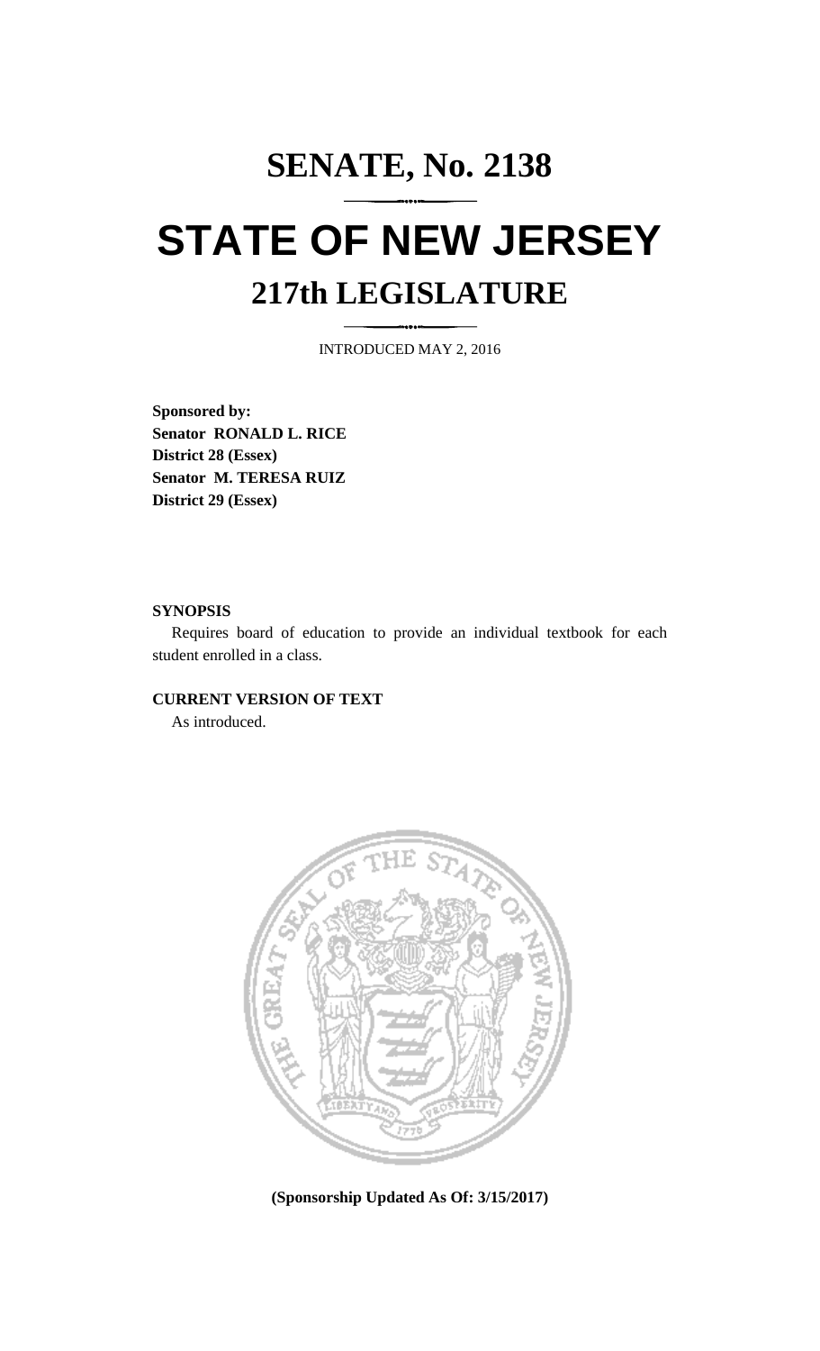# SENATE, No. 2138

# STATE OF NEW JERSEY

## 217th LEGISLATURE

INTRODUCED MAY 2, 2016

**Sponsored by:**
**Senator RONALD L. RICE**
**District 28 (Essex)**
**Senator M. TERESA RUIZ**
**District 29 (Essex)**

**SYNOPSIS**

Requires board of education to provide an individual textbook for each student enrolled in a class.

**CURRENT VERSION OF TEXT**

As introduced.

**(Sponsorship Updated As Of: 3/15/2017)**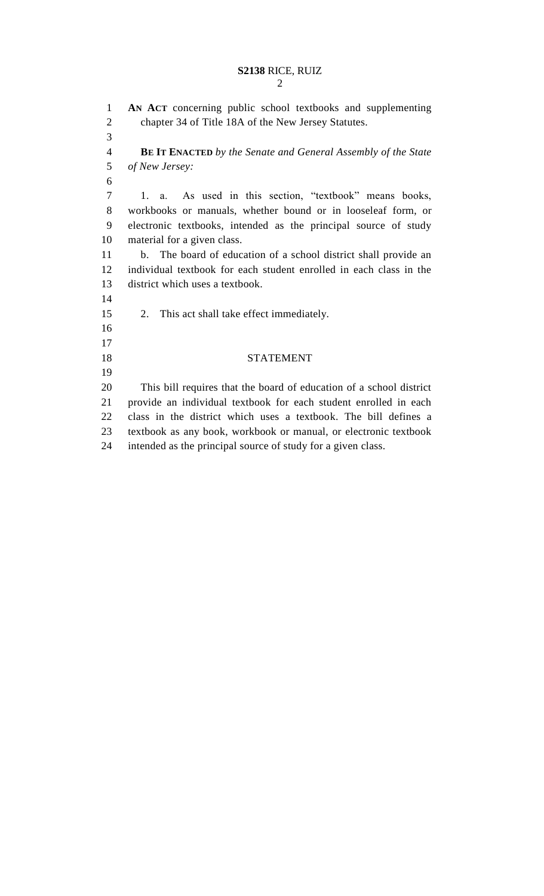**AN ACT** concerning public school textbooks and supplementing chapter 34 of Title 18A of the New Jersey Statutes.

**BE IT ENACTED** *by the Senate and General Assembly of the State of New Jersey:*

1. a. As used in this section, "textbook" means books, workbooks or manuals, whether bound or in looseleaf form, or electronic textbooks, intended as the principal source of study material for a given class.

b. The board of education of a school district shall provide an individual textbook for each student enrolled in each class in the district which uses a textbook.

2. This act shall take effect immediately.

## STATEMENT

This bill requires that the board of education of a school district provide an individual textbook for each student enrolled in each class in the district which uses a textbook. The bill defines a textbook as any book, workbook or manual, or electronic textbook intended as the principal source of study for a given class.